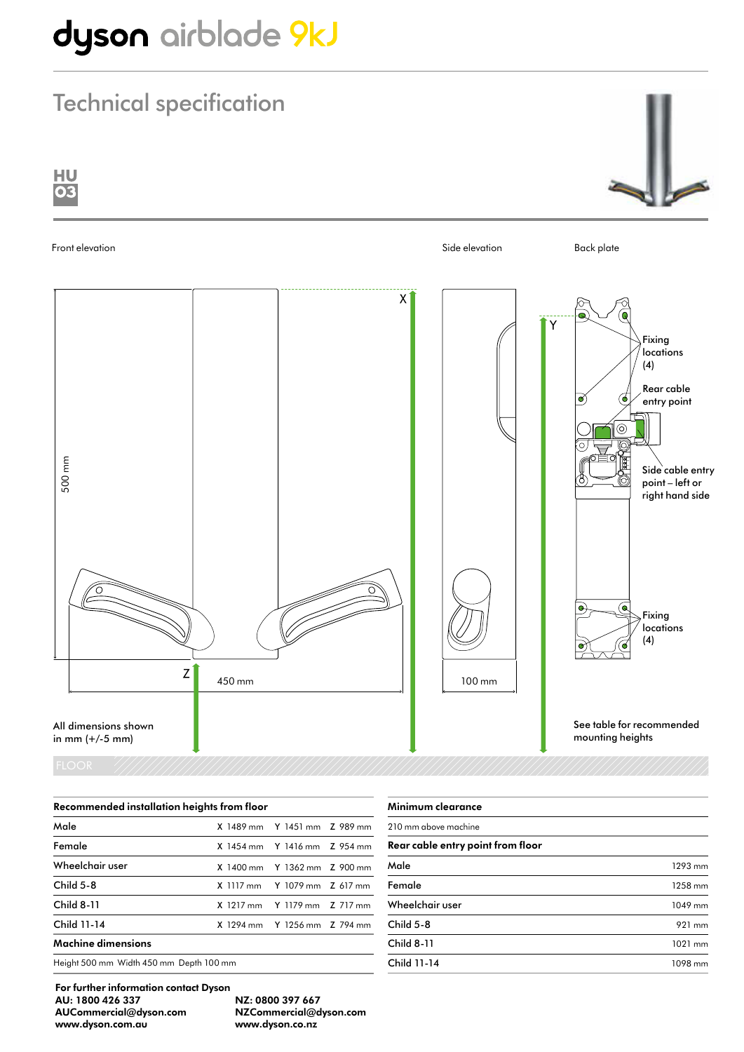# dyson airblade 9kJ

## Technical specification

**HU 03**

Front elevation

Side elevation

Back plate

X

Y

Fixing locations (4)

Rear cable entry point

Side cable entry point – left or right hand side

Fixing locations (4)

500 mm

Z

450 mm

100 mm

All dimensions shown in mm (+/-5 mm)

See table for recommended mounting heights

FLOOR

| Recommended installation heights from floor | X | Y | Z |
|---|---|---|---|
| Male | X 1489 mm | Y 1451 mm | Z 989 mm |
| Female | X 1454 mm | Y 1416 mm | Z 954 mm |
| Wheelchair user | X 1400 mm | Y 1362 mm | Z 900 mm |
| Child 5-8 | X 1117 mm | Y 1079 mm | Z 617 mm |
| Child 8-11 | X 1217 mm | Y 1179 mm | Z 717 mm |
| Child 11-14 | X 1294 mm | Y 1256 mm | Z 794 mm |

**Machine dimensions**

Height 500 mm Width 450 mm Depth 100 mm

**Minimum clearance**

210 mm above machine

| Rear cable entry point from floor | |
|---|---|
| Male | 1293 mm |
| Female | 1258 mm |
| Wheelchair user | 1049 mm |
| Child 5-8 | 921 mm |
| Child 8-11 | 1021 mm |
| Child 11-14 | 1098 mm |

**For further information contact Dyson**

**AU: 1800 426 337**
**AUCommercial@dyson.com**
**www.dyson.com.au**

**NZ: 0800 397 667**
**NZCommercial@dyson.com**
**www.dyson.co.nz**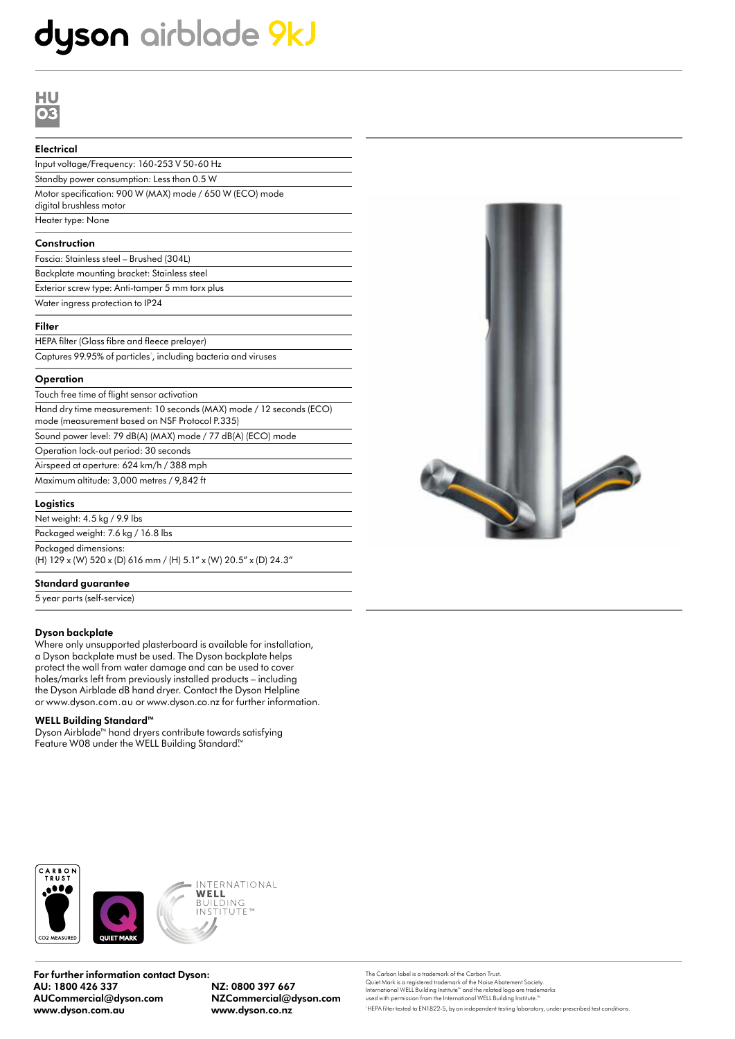# dyson airblade 9kJ

**HU 03**

## Electrical

Input voltage/Frequency: 160-253 V 50-60 Hz

Standby power consumption: Less than 0.5 W

Motor specification: 900 W (MAX) mode / 650 W (ECO) mode digital brushless motor

Heater type: None

## Construction

Fascia: Stainless steel – Brushed (304L)

Backplate mounting bracket: Stainless steel

Exterior screw type: Anti-tamper 5 mm torx plus

Water ingress protection to IP24

## Filter

HEPA filter (Glass fibre and fleece prelayer)

Captures 99.95% of particles[1], including bacteria and viruses

## Operation

Touch free time of flight sensor activation

Hand dry time measurement: 10 seconds (MAX) mode / 12 seconds (ECO) mode (measurement based on NSF Protocol P.335)

Sound power level: 79 dB(A) (MAX) mode / 77 dB(A) (ECO) mode

Operation lock-out period: 30 seconds

Airspeed at aperture: 624 km/h / 388 mph

Maximum altitude: 3,000 metres / 9,842 ft

## Logistics

Net weight: 4.5 kg / 9.9 lbs

Packaged weight: 7.6 kg / 16.8 lbs

Packaged dimensions:
(H) 129 x (W) 520 x (D) 616 mm / (H) 5.1" x (W) 20.5" x (D) 24.3"

## Standard guarantee

5 year parts (self-service)

### Dyson backplate

Where only unsupported plasterboard is available for installation, a Dyson backplate must be used. The Dyson backplate helps protect the wall from water damage and can be used to cover holes/marks left from previously installed products – including the Dyson Airblade dB hand dryer. Contact the Dyson Helpline or www.dyson.com.au or www.dyson.co.nz for further information.

### WELL Building Standard™

Dyson Airblade™ hand dryers contribute towards satisfying Feature W08 under the WELL Building Standard.™

CARBON TRUST CO2 MEASURED

QUIET MARK

INTERNATIONAL WELL BUILDING INSTITUTE™

**For further information contact Dyson:**

**AU: 1800 426 337**
**AUCommercial@dyson.com**
**www.dyson.com.au**

**NZ: 0800 397 667**
**NZCommercial@dyson.com**
**www.dyson.co.nz**

The Carbon label is a trademark of the Carbon Trust.
Quiet Mark is a registered trademark of the Noise Abatement Society.
International WELL Building Institute™ and the related logo are trademarks used with permission from the International WELL Building Institute.™

[1] HEPA filter tested to EN1822-5, by an independent testing laboratory, under prescribed test conditions.